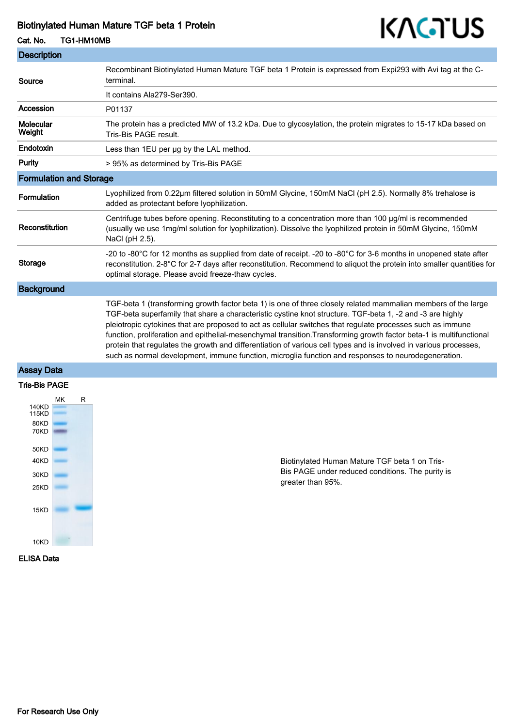# Biotinylated Human Mature TGF beta 1 Protein

**Cat. No.** TG1-HM10MB

KACTUS

## Description

| | |
|---|---|
| **Source** | Recombinant Biotinylated Human Mature TGF beta 1 Protein is expressed from Expi293 with Avi tag at the C-terminal. |
| | It contains Ala279-Ser390. |
| **Accession** | P01137 |
| **Molecular Weight** | The protein has a predicted MW of 13.2 kDa. Due to glycosylation, the protein migrates to 15-17 kDa based on Tris-Bis PAGE result. |
| **Endotoxin** | Less than 1EU per μg by the LAL method. |
| **Purity** | > 95% as determined by Tris-Bis PAGE |

## Formulation and Storage

| | |
|---|---|
| **Formulation** | Lyophilized from 0.22μm filtered solution in 50mM Glycine, 150mM NaCl (pH 2.5). Normally 8% trehalose is added as protectant before lyophilization. |
| **Reconstitution** | Centrifuge tubes before opening. Reconstituting to a concentration more than 100 μg/ml is recommended (usually we use 1mg/ml solution for lyophilization). Dissolve the lyophilized protein in 50mM Glycine, 150mM NaCl (pH 2.5). |
| **Storage** | -20 to -80°C for 12 months as supplied from date of receipt. -20 to -80°C for 3-6 months in unopened state after reconstitution. 2-8°C for 2-7 days after reconstitution. Recommend to aliquot the protein into smaller quantities for optimal storage. Please avoid freeze-thaw cycles. |

## Background

TGF-beta 1 (transforming growth factor beta 1) is one of three closely related mammalian members of the large TGF-beta superfamily that share a characteristic cystine knot structure. TGF-beta 1, -2 and -3 are highly pleiotropic cytokines that are proposed to act as cellular switches that regulate processes such as immune function, proliferation and epithelial-mesenchymal transition.Transforming growth factor beta-1 is multifunctional protein that regulates the growth and differentiation of various cell types and is involved in various processes, such as normal development, immune function, microglia function and responses to neurodegeneration.

## Assay Data

### Tris-Bis PAGE

MK R

140KD
115KD
80KD
70KD
50KD
40KD
30KD
25KD
15KD
10KD

Biotinylated Human Mature TGF beta 1 on Tris-Bis PAGE under reduced conditions. The purity is greater than 95%.

### ELISA Data

For Research Use Only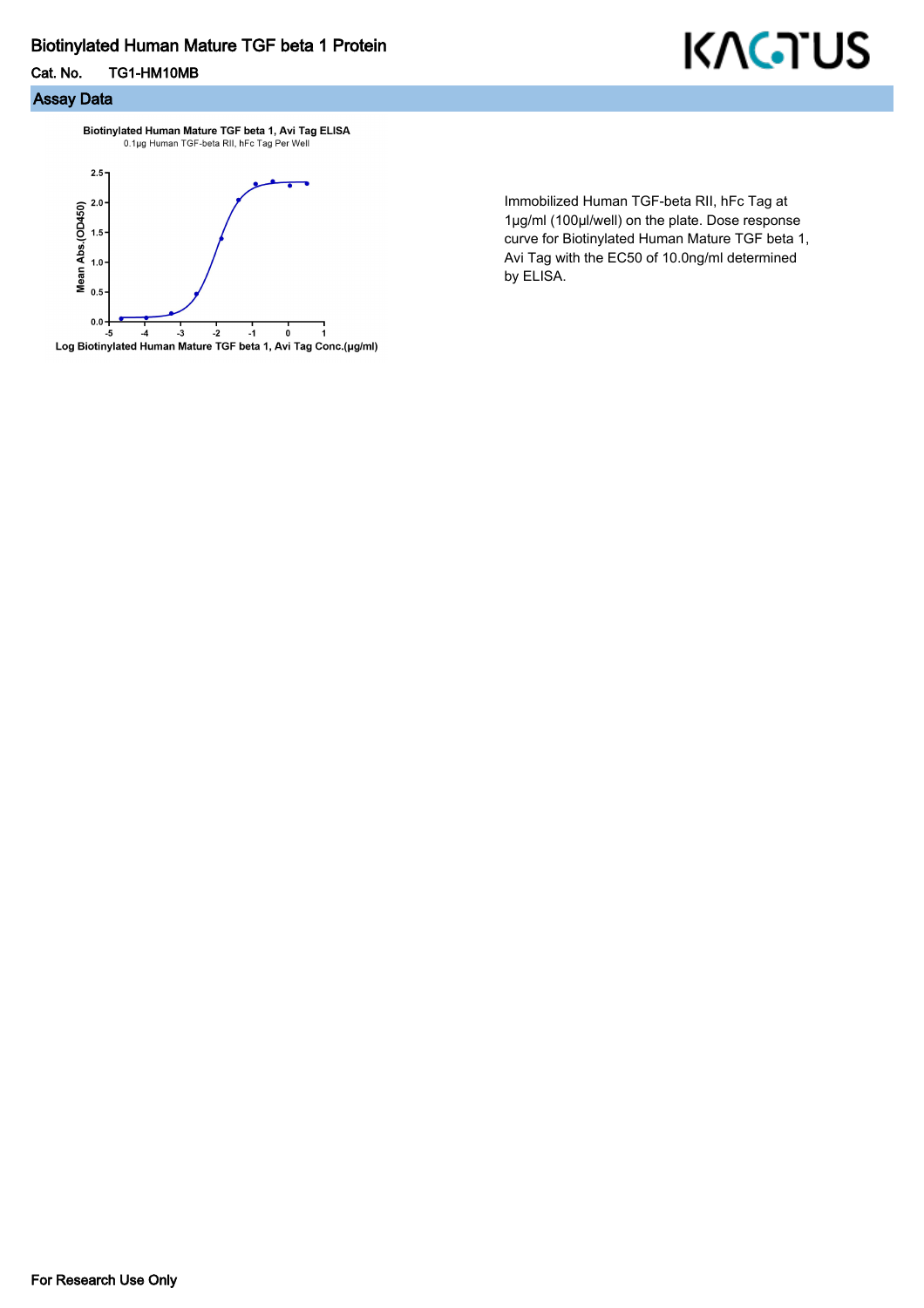# Biotinylated Human Mature TGF beta 1 Protein

Cat. No. TG1-HM10MB

## Assay Data

Biotinylated Human Mature TGF beta 1, Avi Tag ELISA

0.1μg Human TGF-beta RII, hFc Tag Per Well

Mean Abs.(OD450)

2.5
2.0
1.5
1.0
0.5
0.0

-5 -4 -3 -2 -1 0 1

Log Biotinylated Human Mature TGF beta 1, Avi Tag Conc.(μg/ml)

Immobilized Human TGF-beta RII, hFc Tag at 1μg/ml (100μl/well) on the plate. Dose response curve for Biotinylated Human Mature TGF beta 1, Avi Tag with the EC50 of 10.0ng/ml determined by ELISA.

For Research Use Only